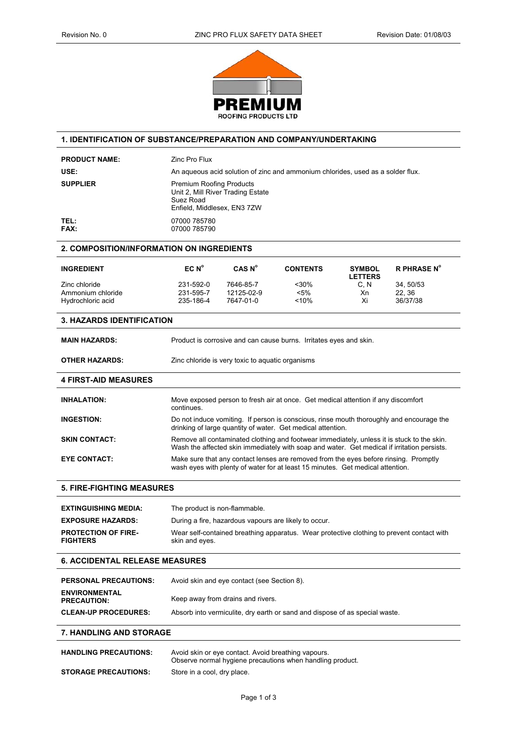## 1. IDENTIFICATION OF SUBSTANCE/PREPARATION AND COMPANY/UNDERTAKING

| | |
|---|---|
| **PRODUCT NAME:** | Zinc Pro Flux |
| **USE:** | An aqueous acid solution of zinc and ammonium chlorides, used as a solder flux. |
| **SUPPLIER** | Premium Roofing Products<br>Unit 2, Mill River Trading Estate<br>Suez Road<br>Enfield, Middlesex, EN3 7ZW |
| **TEL:** | 07000 785780 |
| **FAX:** | 07000 785790 |

## 2. COMPOSITION/INFORMATION ON INGREDIENTS

| INGREDIENT | EC N° | CAS N° | CONTENTS | SYMBOL LETTERS | R PHRASE N° |
|---|---|---|---|---|---|
| Zinc chloride | 231-592-0 | 7646-85-7 | <30% | C, N | 34, 50/53 |
| Ammonium chloride | 231-595-7 | 12125-02-9 | <5% | Xn | 22, 36 |
| Hydrochloric acid | 235-186-4 | 7647-01-0 | <10% | Xi | 36/37/38 |

## 3. HAZARDS IDENTIFICATION

| | |
|---|---|
| **MAIN HAZARDS:** | Product is corrosive and can cause burns. Irritates eyes and skin. |
| **OTHER HAZARDS:** | Zinc chloride is very toxic to aquatic organisms |

## 4 FIRST-AID MEASURES

| | |
|---|---|
| **INHALATION:** | Move exposed person to fresh air at once. Get medical attention if any discomfort continues. |
| **INGESTION:** | Do not induce vomiting. If person is conscious, rinse mouth thoroughly and encourage the drinking of large quantity of water. Get medical attention. |
| **SKIN CONTACT:** | Remove all contaminated clothing and footwear immediately, unless it is stuck to the skin. Wash the affected skin immediately with soap and water. Get medical if irritation persists. |
| **EYE CONTACT:** | Make sure that any contact lenses are removed from the eyes before rinsing. Promptly wash eyes with plenty of water for at least 15 minutes. Get medical attention. |

## 5. FIRE-FIGHTING MEASURES

| | |
|---|---|
| **EXTINGUISHING MEDIA:** | The product is non-flammable. |
| **EXPOSURE HAZARDS:** | During a fire, hazardous vapours are likely to occur. |
| **PROTECTION OF FIRE-FIGHTERS** | Wear self-contained breathing apparatus. Wear protective clothing to prevent contact with skin and eyes. |

## 6. ACCIDENTAL RELEASE MEASURES

| | |
|---|---|
| **PERSONAL PRECAUTIONS:** | Avoid skin and eye contact (see Section 8). |
| **ENVIRONMENTAL PRECAUTION:** | Keep away from drains and rivers. |
| **CLEAN-UP PROCEDURES:** | Absorb into vermiculite, dry earth or sand and dispose of as special waste. |

## 7. HANDLING AND STORAGE

| | |
|---|---|
| **HANDLING PRECAUTIONS:** | Avoid skin or eye contact. Avoid breathing vapours.<br>Observe normal hygiene precautions when handling product. |
| **STORAGE PRECAUTIONS:** | Store in a cool, dry place. |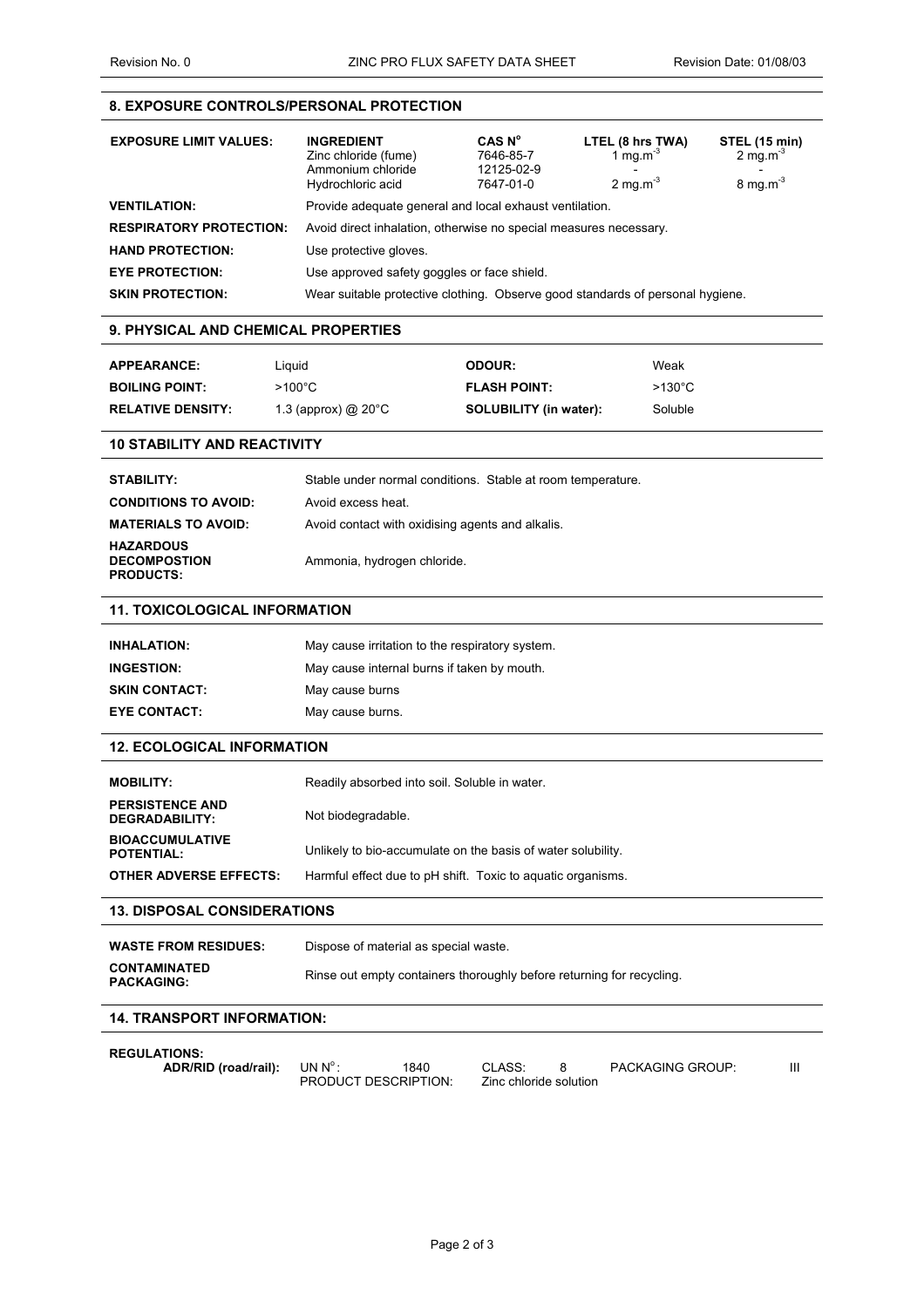## 8. EXPOSURE CONTROLS/PERSONAL PROTECTION

**EXPOSURE LIMIT VALUES:**

| INGREDIENT | CAS N° | LTEL (8 hrs TWA) | STEL (15 min) |
|---|---|---|---|
| Zinc chloride (fume) | 7646-85-7 | 1 $mg.m^{-3}$ | 2 $mg.m^{-3}$ |
| Ammonium chloride | 12125-02-9 | - | - |
| Hydrochloric acid | 7647-01-0 | 2 $mg.m^{-3}$ | 8 $mg.m^{-3}$ |

**VENTILATION:** Provide adequate general and local exhaust ventilation.

**RESPIRATORY PROTECTION:** Avoid direct inhalation, otherwise no special measures necessary.

**HAND PROTECTION:** Use protective gloves.

**EYE PROTECTION:** Use approved safety goggles or face shield.

**SKIN PROTECTION:** Wear suitable protective clothing. Observe good standards of personal hygiene.

## 9. PHYSICAL AND CHEMICAL PROPERTIES

| | | | |
|---|---|---|---|
| **APPEARANCE:** | Liquid | **ODOUR:** | Weak |
| **BOILING POINT:** | >100°C | **FLASH POINT:** | >130°C |
| **RELATIVE DENSITY:** | 1.3 (approx) @ 20°C | **SOLUBILITY (in water):** | Soluble |

## 10 STABILITY AND REACTIVITY

**STABILITY:** Stable under normal conditions. Stable at room temperature.

**CONDITIONS TO AVOID:** Avoid excess heat.

**MATERIALS TO AVOID:** Avoid contact with oxidising agents and alkalis.

**HAZARDOUS DECOMPOSTION PRODUCTS:** Ammonia, hydrogen chloride.

## 11. TOXICOLOGICAL INFORMATION

**INHALATION:** May cause irritation to the respiratory system.

**INGESTION:** May cause internal burns if taken by mouth.

**SKIN CONTACT:** May cause burns

**EYE CONTACT:** May cause burns.

## 12. ECOLOGICAL INFORMATION

**MOBILITY:** Readily absorbed into soil. Soluble in water.

**PERSISTENCE AND DEGRADABILITY:** Not biodegradable.

**BIOACCUMULATIVE POTENTIAL:** Unlikely to bio-accumulate on the basis of water solubility.

**OTHER ADVERSE EFFECTS:** Harmful effect due to pH shift. Toxic to aquatic organisms.

## 13. DISPOSAL CONSIDERATIONS

**WASTE FROM RESIDUES:** Dispose of material as special waste.

**CONTAMINATED PACKAGING:** Rinse out empty containers thoroughly before returning for recycling.

## 14. TRANSPORT INFORMATION:

**REGULATIONS:**

**ADR/RID (road/rail):** UN N°: 1840 CLASS: 8 PACKAGING GROUP: III

PRODUCT DESCRIPTION: Zinc chloride solution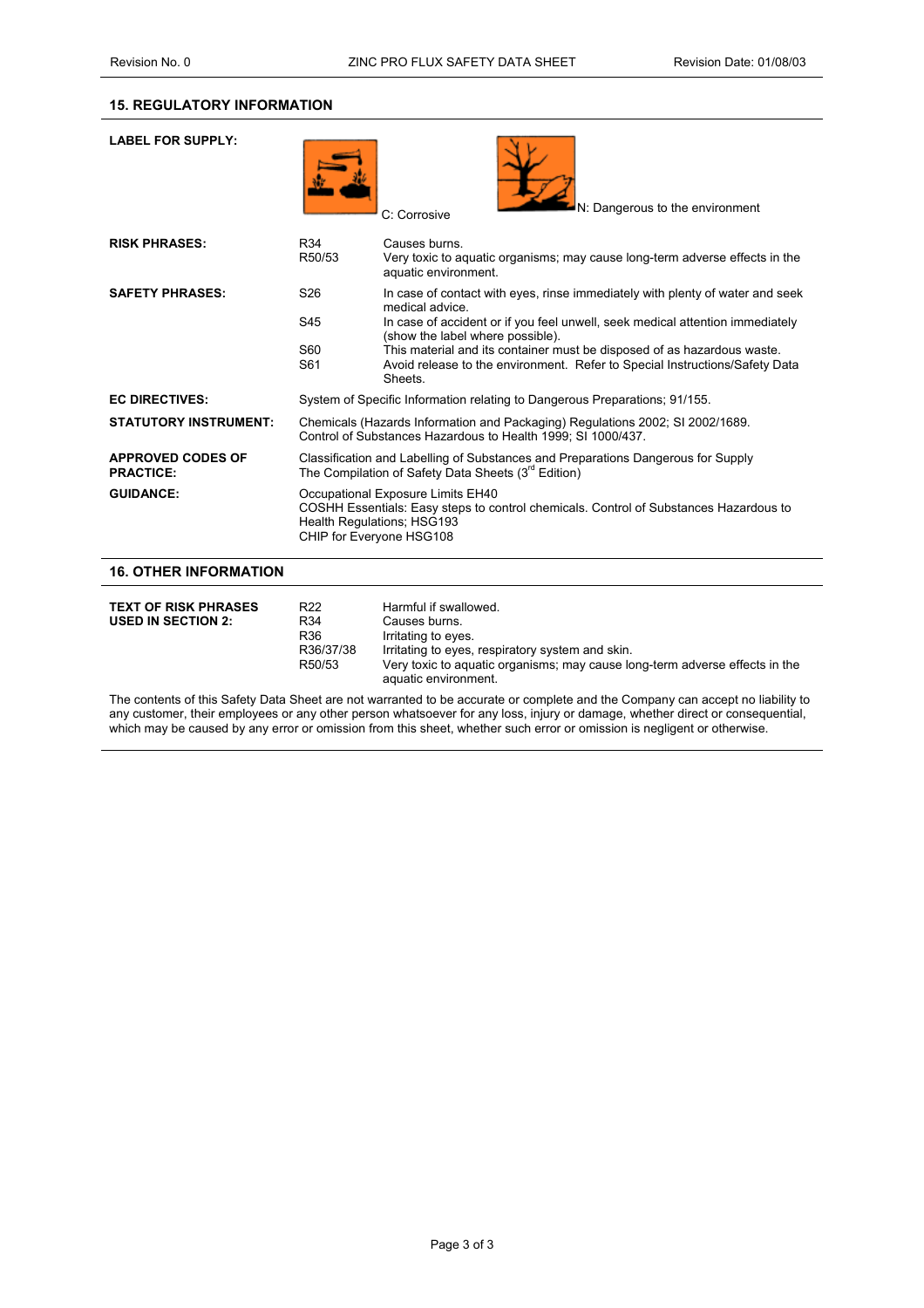## 15. REGULATORY INFORMATION

**LABEL FOR SUPPLY:**

C: Corrosive

N: Dangerous to the environment

| | | |
|---|---|---|
| **RISK PHRASES:** | R34 | Causes burns. |
| | R50/53 | Very toxic to aquatic organisms; may cause long-term adverse effects in the aquatic environment. |
| **SAFETY PHRASES:** | S26 | In case of contact with eyes, rinse immediately with plenty of water and seek medical advice. |
| | S45 | In case of accident or if you feel unwell, seek medical attention immediately (show the label where possible). |
| | S60 | This material and its container must be disposed of as hazardous waste. |
| | S61 | Avoid release to the environment. Refer to Special Instructions/Safety Data Sheets. |

**EC DIRECTIVES:** System of Specific Information relating to Dangerous Preparations; 91/155.

**STATUTORY INSTRUMENT:** Chemicals (Hazards Information and Packaging) Regulations 2002; SI 2002/1689. Control of Substances Hazardous to Health 1999; SI 1000/437.

**APPROVED CODES OF PRACTICE:** Classification and Labelling of Substances and Preparations Dangerous for Supply
The Compilation of Safety Data Sheets (3rd Edition)

**GUIDANCE:** Occupational Exposure Limits EH40
COSHH Essentials: Easy steps to control chemicals. Control of Substances Hazardous to Health Regulations; HSG193
CHIP for Everyone HSG108

## 16. OTHER INFORMATION

| | | |
|---|---|---|
| **TEXT OF RISK PHRASES USED IN SECTION 2:** | R22 | Harmful if swallowed. |
| | R34 | Causes burns. |
| | R36 | Irritating to eyes. |
| | R36/37/38 | Irritating to eyes, respiratory system and skin. |
| | R50/53 | Very toxic to aquatic organisms; may cause long-term adverse effects in the aquatic environment. |

The contents of this Safety Data Sheet are not warranted to be accurate or complete and the Company can accept no liability to any customer, their employees or any other person whatsoever for any loss, injury or damage, whether direct or consequential, which may be caused by any error or omission from this sheet, whether such error or omission is negligent or otherwise.